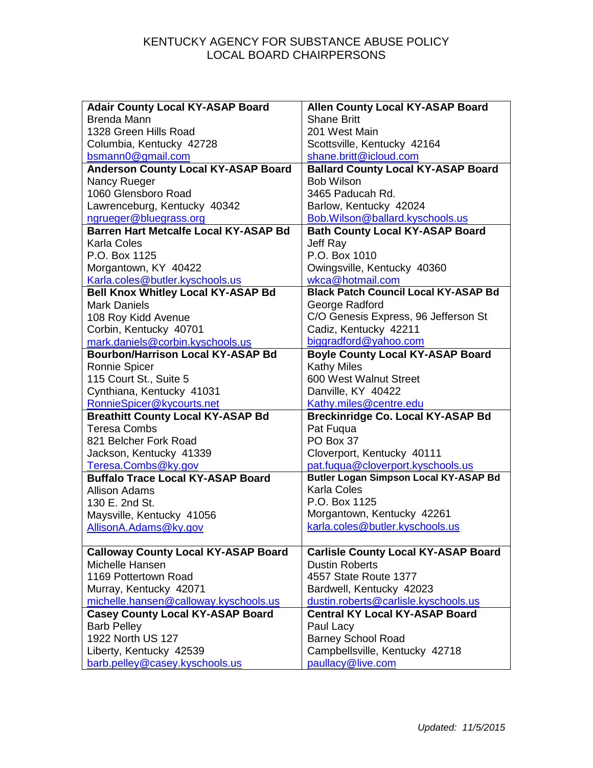# KENTUCKY AGENCY FOR SUBSTANCE ABUSE POLICY
## LOCAL BOARD CHAIRPERSONS

| | |
|---|---|
| **Adair County Local KY-ASAP Board**<br>Brenda Mann<br>1328 Green Hills Road<br>Columbia, Kentucky 42728<br>bsmann0@gmail.com | **Allen County Local KY-ASAP Board**<br>Shane Britt<br>201 West Main<br>Scottsville, Kentucky 42164<br>shane.britt@icloud.com |
| **Anderson County Local KY-ASAP Board**<br>Nancy Rueger<br>1060 Glensboro Road<br>Lawrenceburg, Kentucky 40342<br>ngrueger@bluegrass.org | **Ballard County Local KY-ASAP Board**<br>Bob Wilson<br>3465 Paducah Rd.<br>Barlow, Kentucky 42024<br>Bob.Wilson@ballard.kyschools.us |
| **Barren Hart Metcalfe Local KY-ASAP Bd**<br>Karla Coles<br>P.O. Box 1125<br>Morgantown, KY 40422<br>Karla.coles@butler.kyschools.us | **Bath County Local KY-ASAP Board**<br>Jeff Ray<br>P.O. Box 1010<br>Owingsville, Kentucky 40360<br>wkca@hotmail.com |
| **Bell Knox Whitley Local KY-ASAP Bd**<br>Mark Daniels<br>108 Roy Kidd Avenue<br>Corbin, Kentucky 40701<br>mark.daniels@corbin.kyschools.us | **Black Patch Council Local KY-ASAP Bd**<br>George Radford<br>C/O Genesis Express, 96 Jefferson St<br>Cadiz, Kentucky 42211<br>biggradford@yahoo.com |
| **Bourbon/Harrison Local KY-ASAP Bd**<br>Ronnie Spicer<br>115 Court St., Suite 5<br>Cynthiana, Kentucky 41031<br>RonnieSpicer@kycourts.net | **Boyle County Local KY-ASAP Board**<br>Kathy Miles<br>600 West Walnut Street<br>Danville, KY 40422<br>Kathy.miles@centre.edu |
| **Breathitt County Local KY-ASAP Bd**<br>Teresa Combs<br>821 Belcher Fork Road<br>Jackson, Kentucky 41339<br>Teresa.Combs@ky.gov | **Breckinridge Co. Local KY-ASAP Bd**<br>Pat Fuqua<br>PO Box 37<br>Cloverport, Kentucky 40111<br>pat.fuqua@cloverport.kyschools.us |
| **Buffalo Trace Local KY-ASAP Board**<br>Allison Adams<br>130 E. 2nd St.<br>Maysville, Kentucky 41056<br>AllisonA.Adams@ky.gov | **Butler Logan Simpson Local KY-ASAP Bd**<br>Karla Coles<br>P.O. Box 1125<br>Morgantown, Kentucky 42261<br>karla.coles@butler.kyschools.us |
| **Calloway County Local KY-ASAP Board**<br>Michelle Hansen<br>1169 Pottertown Road<br>Murray, Kentucky 42071<br>michelle.hansen@calloway.kyschools.us | **Carlisle County Local KY-ASAP Board**<br>Dustin Roberts<br>4557 State Route 1377<br>Bardwell, Kentucky 42023<br>dustin.roberts@carlisle.kyschools.us |
| **Casey County Local KY-ASAP Board**<br>Barb Pelley<br>1922 North US 127<br>Liberty, Kentucky 42539<br>barb.pelley@casey.kyschools.us | **Central KY Local KY-ASAP Board**<br>Paul Lacy<br>Barney School Road<br>Campbellsville, Kentucky 42718<br>paullacy@live.com |

*Updated: 11/5/2015*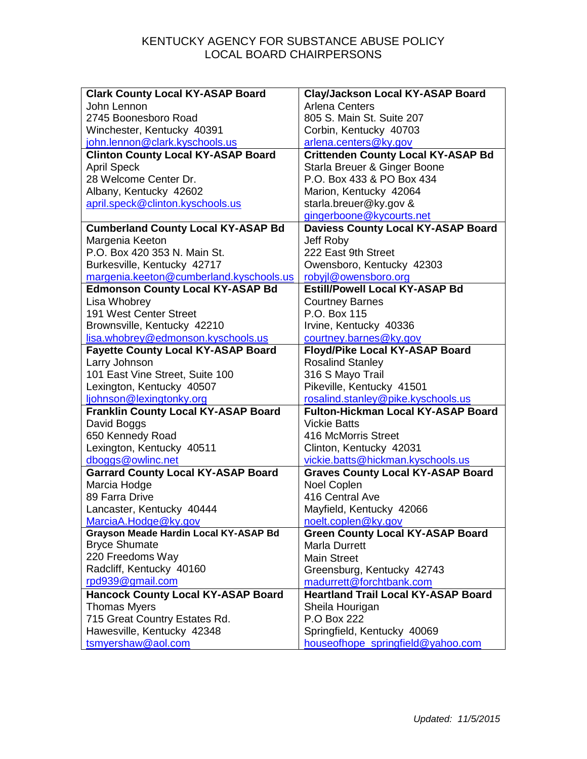KENTUCKY AGENCY FOR SUBSTANCE ABUSE POLICY
LOCAL BOARD CHAIRPERSONS

| | |
|---|---|
| **Clark County Local KY-ASAP Board**<br>John Lennon<br>2745 Boonesboro Road<br>Winchester, Kentucky 40391<br>john.lennon@clark.kyschools.us | **Clay/Jackson Local KY-ASAP Board**<br>Arlena Centers<br>805 S. Main St. Suite 207<br>Corbin, Kentucky 40703<br>arlena.centers@ky.gov |
| **Clinton County Local KY-ASAP Board**<br>April Speck<br>28 Welcome Center Dr.<br>Albany, Kentucky 42602<br>april.speck@clinton.kyschools.us | **Crittenden County Local KY-ASAP Bd**<br>Starla Breuer & Ginger Boone<br>P.O. Box 433 & PO Box 434<br>Marion, Kentucky 42064<br>starla.breuer@ky.gov &<br>gingerboone@kycourts.net |
| **Cumberland County Local KY-ASAP Bd**<br>Margenia Keeton<br>P.O. Box 420 353 N. Main St.<br>Burkesville, Kentucky 42717<br>margenia.keeton@cumberland.kyschools.us | **Daviess County Local KY-ASAP Board**<br>Jeff Roby<br>222 East 9th Street<br>Owensboro, Kentucky 42303<br>robyjl@owensboro.org |
| **Edmonson County Local KY-ASAP Bd**<br>Lisa Whobrey<br>191 West Center Street<br>Brownsville, Kentucky 42210<br>lisa.whobrey@edmonson.kyschools.us | **Estill/Powell Local KY-ASAP Bd**<br>Courtney Barnes<br>P.O. Box 115<br>Irvine, Kentucky 40336<br>courtney.barnes@ky.gov |
| **Fayette County Local KY-ASAP Board**<br>Larry Johnson<br>101 East Vine Street, Suite 100<br>Lexington, Kentucky 40507<br>ljohnson@lexingtonky.org | **Floyd/Pike Local KY-ASAP Board**<br>Rosalind Stanley<br>316 S Mayo Trail<br>Pikeville, Kentucky 41501<br>rosalind.stanley@pike.kyschools.us |
| **Franklin County Local KY-ASAP Board**<br>David Boggs<br>650 Kennedy Road<br>Lexington, Kentucky 40511<br>dboggs@owlinc.net | **Fulton-Hickman Local KY-ASAP Board**<br>Vickie Batts<br>416 McMorris Street<br>Clinton, Kentucky 42031<br>vickie.batts@hickman.kyschools.us |
| **Garrard County Local KY-ASAP Board**<br>Marcia Hodge<br>89 Farra Drive<br>Lancaster, Kentucky 40444<br>MarciaA.Hodge@ky.gov | **Graves County Local KY-ASAP Board**<br>Noel Coplen<br>416 Central Ave<br>Mayfield, Kentucky 42066<br>noelt.coplen@ky.gov |
| **Grayson Meade Hardin Local KY-ASAP Bd**<br>Bryce Shumate<br>220 Freedoms Way<br>Radcliff, Kentucky 40160<br>rpd939@gmail.com | **Green County Local KY-ASAP Board**<br>Marla Durrett<br>Main Street<br>Greensburg, Kentucky 42743<br>madurrett@forchtbank.com |
| **Hancock County Local KY-ASAP Board**<br>Thomas Myers<br>715 Great Country Estates Rd.<br>Hawesville, Kentucky 42348<br>tsmyershaw@aol.com | **Heartland Trail Local KY-ASAP Board**<br>Sheila Hourigan<br>P.O Box 222<br>Springfield, Kentucky 40069<br>houseofhope_springfield@yahoo.com |

*Updated: 11/5/2015*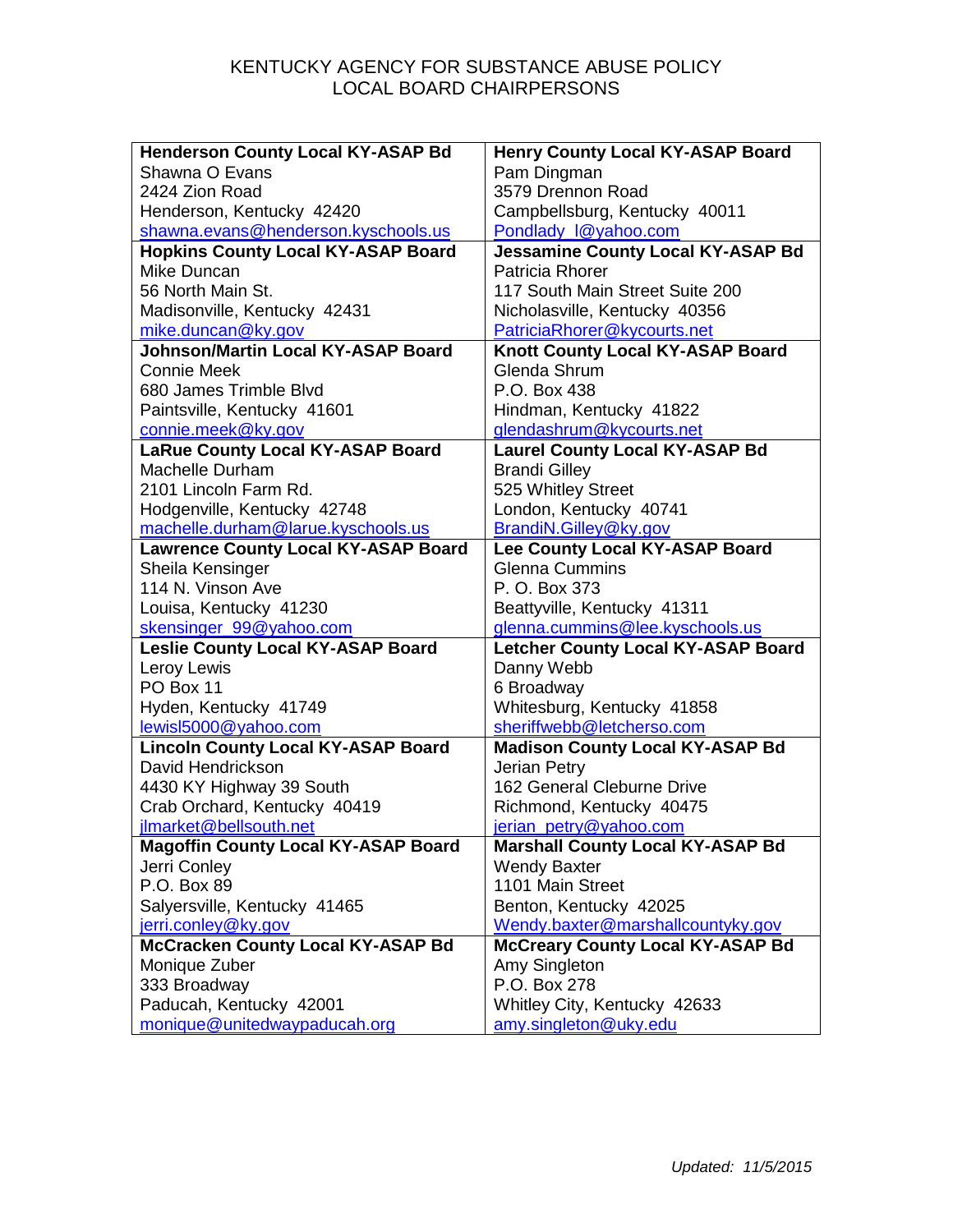# KENTUCKY AGENCY FOR SUBSTANCE ABUSE POLICY
## LOCAL BOARD CHAIRPERSONS

| | |
|---|---|
| **Henderson County Local KY-ASAP Bd**<br>Shawna O Evans<br>2424 Zion Road<br>Henderson, Kentucky 42420<br>shawna.evans@henderson.kyschools.us | **Henry County Local KY-ASAP Board**<br>Pam Dingman<br>3579 Drennon Road<br>Campbellsburg, Kentucky 40011<br>Pondlady_l@yahoo.com |
| **Hopkins County Local KY-ASAP Board**<br>Mike Duncan<br>56 North Main St.<br>Madisonville, Kentucky 42431<br>mike.duncan@ky.gov | **Jessamine County Local KY-ASAP Bd**<br>Patricia Rhorer<br>117 South Main Street Suite 200<br>Nicholasville, Kentucky 40356<br>PatriciaRhorer@kycourts.net |
| **Johnson/Martin Local KY-ASAP Board**<br>Connie Meek<br>680 James Trimble Blvd<br>Paintsville, Kentucky 41601<br>connie.meek@ky.gov | **Knott County Local KY-ASAP Board**<br>Glenda Shrum<br>P.O. Box 438<br>Hindman, Kentucky 41822<br>glendashrum@kycourts.net |
| **LaRue County Local KY-ASAP Board**<br>Machelle Durham<br>2101 Lincoln Farm Rd.<br>Hodgenville, Kentucky 42748<br>machelle.durham@larue.kyschools.us | **Laurel County Local KY-ASAP Bd**<br>Brandi Gilley<br>525 Whitley Street<br>London, Kentucky 40741<br>BrandiN.Gilley@ky.gov |
| **Lawrence County Local KY-ASAP Board**<br>Sheila Kensinger<br>114 N. Vinson Ave<br>Louisa, Kentucky 41230<br>skensinger_99@yahoo.com | **Lee County Local KY-ASAP Board**<br>Glenna Cummins<br>P. O. Box 373<br>Beattyville, Kentucky 41311<br>glenna.cummins@lee.kyschools.us |
| **Leslie County Local KY-ASAP Board**<br>Leroy Lewis<br>PO Box 11<br>Hyden, Kentucky 41749<br>lewisl5000@yahoo.com | **Letcher County Local KY-ASAP Board**<br>Danny Webb<br>6 Broadway<br>Whitesburg, Kentucky 41858<br>sheriffwebb@letcherso.com |
| **Lincoln County Local KY-ASAP Board**<br>David Hendrickson<br>4430 KY Highway 39 South<br>Crab Orchard, Kentucky 40419<br>jlmarket@bellsouth.net | **Madison County Local KY-ASAP Bd**<br>Jerian Petry<br>162 General Cleburne Drive<br>Richmond, Kentucky 40475<br>jerian_petry@yahoo.com |
| **Magoffin County Local KY-ASAP Board**<br>Jerri Conley<br>P.O. Box 89<br>Salyersville, Kentucky 41465<br>jerri.conley@ky.gov | **Marshall County Local KY-ASAP Bd**<br>Wendy Baxter<br>1101 Main Street<br>Benton, Kentucky 42025<br>Wendy.baxter@marshallcountyky.gov |
| **McCracken County Local KY-ASAP Bd**<br>Monique Zuber<br>333 Broadway<br>Paducah, Kentucky 42001<br>monique@unitedwaypaducah.org | **McCreary County Local KY-ASAP Bd**<br>Amy Singleton<br>P.O. Box 278<br>Whitley City, Kentucky 42633<br>amy.singleton@uky.edu |

*Updated: 11/5/2015*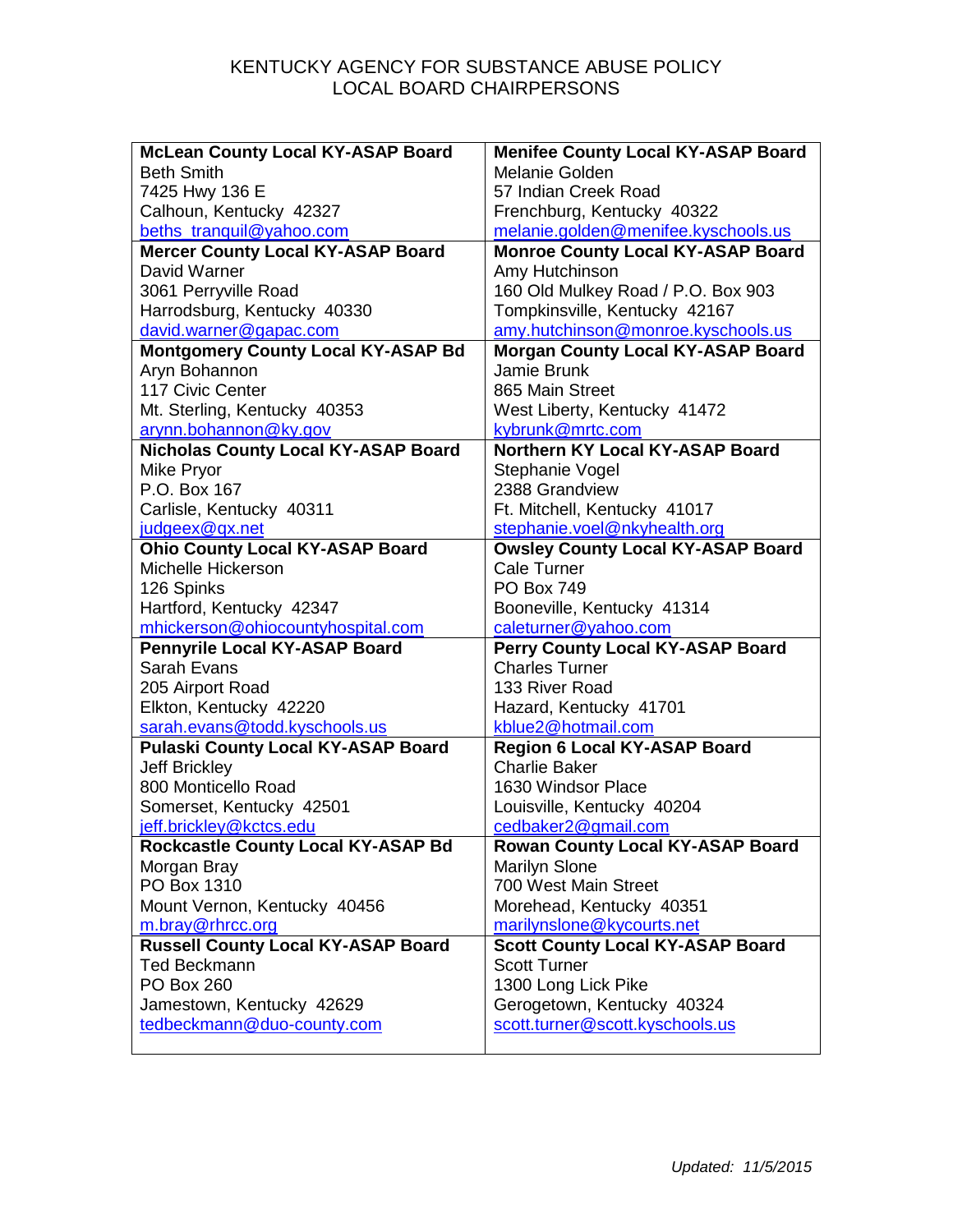# KENTUCKY AGENCY FOR SUBSTANCE ABUSE POLICY
## LOCAL BOARD CHAIRPERSONS

| | |
|---|---|
| **McLean County Local KY-ASAP Board**<br>Beth Smith<br>7425 Hwy 136 E<br>Calhoun, Kentucky 42327<br>beths_tranquil@yahoo.com | **Menifee County Local KY-ASAP Board**<br>Melanie Golden<br>57 Indian Creek Road<br>Frenchburg, Kentucky 40322<br>melanie.golden@menifee.kyschools.us |
| **Mercer County Local KY-ASAP Board**<br>David Warner<br>3061 Perryville Road<br>Harrodsburg, Kentucky 40330<br>david.warner@gapac.com | **Monroe County Local KY-ASAP Board**<br>Amy Hutchinson<br>160 Old Mulkey Road / P.O. Box 903<br>Tompkinsville, Kentucky 42167<br>amy.hutchinson@monroe.kyschools.us |
| **Montgomery County Local KY-ASAP Bd**<br>Aryn Bohannon<br>117 Civic Center<br>Mt. Sterling, Kentucky 40353<br>arynn.bohannon@ky.gov | **Morgan County Local KY-ASAP Board**<br>Jamie Brunk<br>865 Main Street<br>West Liberty, Kentucky 41472<br>kybrunk@mrtc.com |
| **Nicholas County Local KY-ASAP Board**<br>Mike Pryor<br>P.O. Box 167<br>Carlisle, Kentucky 40311<br>judgeex@qx.net | **Northern KY Local KY-ASAP Board**<br>Stephanie Vogel<br>2388 Grandview<br>Ft. Mitchell, Kentucky 41017<br>stephanie.voel@nkyhealth.org |
| **Ohio County Local KY-ASAP Board**<br>Michelle Hickerson<br>126 Spinks<br>Hartford, Kentucky 42347<br>mhickerson@ohiocountyhospital.com | **Owsley County Local KY-ASAP Board**<br>Cale Turner<br>PO Box 749<br>Booneville, Kentucky 41314<br>caleturner@yahoo.com |
| **Pennyrile Local KY-ASAP Board**<br>Sarah Evans<br>205 Airport Road<br>Elkton, Kentucky 42220<br>sarah.evans@todd.kyschools.us | **Perry County Local KY-ASAP Board**<br>Charles Turner<br>133 River Road<br>Hazard, Kentucky 41701<br>kblue2@hotmail.com |
| **Pulaski County Local KY-ASAP Board**<br>Jeff Brickley<br>800 Monticello Road<br>Somerset, Kentucky 42501<br>jeff.brickley@kctcs.edu | **Region 6 Local KY-ASAP Board**<br>Charlie Baker<br>1630 Windsor Place<br>Louisville, Kentucky 40204<br>cedbaker2@gmail.com |
| **Rockcastle County Local KY-ASAP Bd**<br>Morgan Bray<br>PO Box 1310<br>Mount Vernon, Kentucky 40456<br>m.bray@rhrcc.org | **Rowan County Local KY-ASAP Board**<br>Marilyn Slone<br>700 West Main Street<br>Morehead, Kentucky 40351<br>marilynslone@kycourts.net |
| **Russell County Local KY-ASAP Board**<br>Ted Beckmann<br>PO Box 260<br>Jamestown, Kentucky 42629<br>tedbeckmann@duo-county.com | **Scott County Local KY-ASAP Board**<br>Scott Turner<br>1300 Long Lick Pike<br>Gerogetown, Kentucky 40324<br>scott.turner@scott.kyschools.us |

*Updated: 11/5/2015*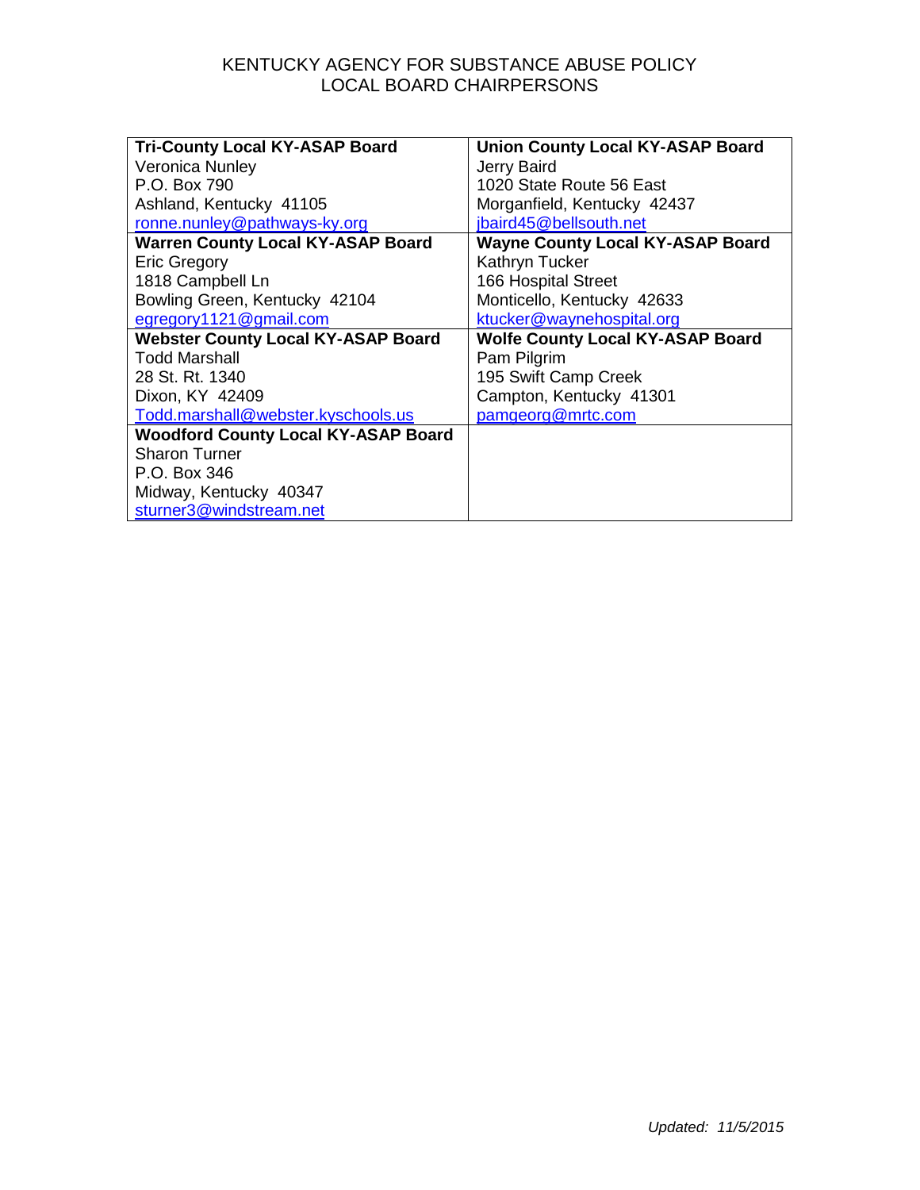KENTUCKY AGENCY FOR SUBSTANCE ABUSE POLICY
LOCAL BOARD CHAIRPERSONS

| | |
|---|---|
| **Tri-County Local KY-ASAP Board**<br>Veronica Nunley<br>P.O. Box 790<br>Ashland, Kentucky 41105<br>ronne.nunley@pathways-ky.org | **Union County Local KY-ASAP Board**<br>Jerry Baird<br>1020 State Route 56 East<br>Morganfield, Kentucky 42437<br>jbaird45@bellsouth.net |
| **Warren County Local KY-ASAP Board**<br>Eric Gregory<br>1818 Campbell Ln<br>Bowling Green, Kentucky 42104<br>egregory1121@gmail.com | **Wayne County Local KY-ASAP Board**<br>Kathryn Tucker<br>166 Hospital Street<br>Monticello, Kentucky 42633<br>ktucker@waynehospital.org |
| **Webster County Local KY-ASAP Board**<br>Todd Marshall<br>28 St. Rt. 1340<br>Dixon, KY 42409<br>Todd.marshall@webster.kyschools.us | **Wolfe County Local KY-ASAP Board**<br>Pam Pilgrim<br>195 Swift Camp Creek<br>Campton, Kentucky 41301<br>pamgeorg@mrtc.com |
| **Woodford County Local KY-ASAP Board**<br>Sharon Turner<br>P.O. Box 346<br>Midway, Kentucky 40347<br>sturner3@windstream.net | |

*Updated: 11/5/2015*